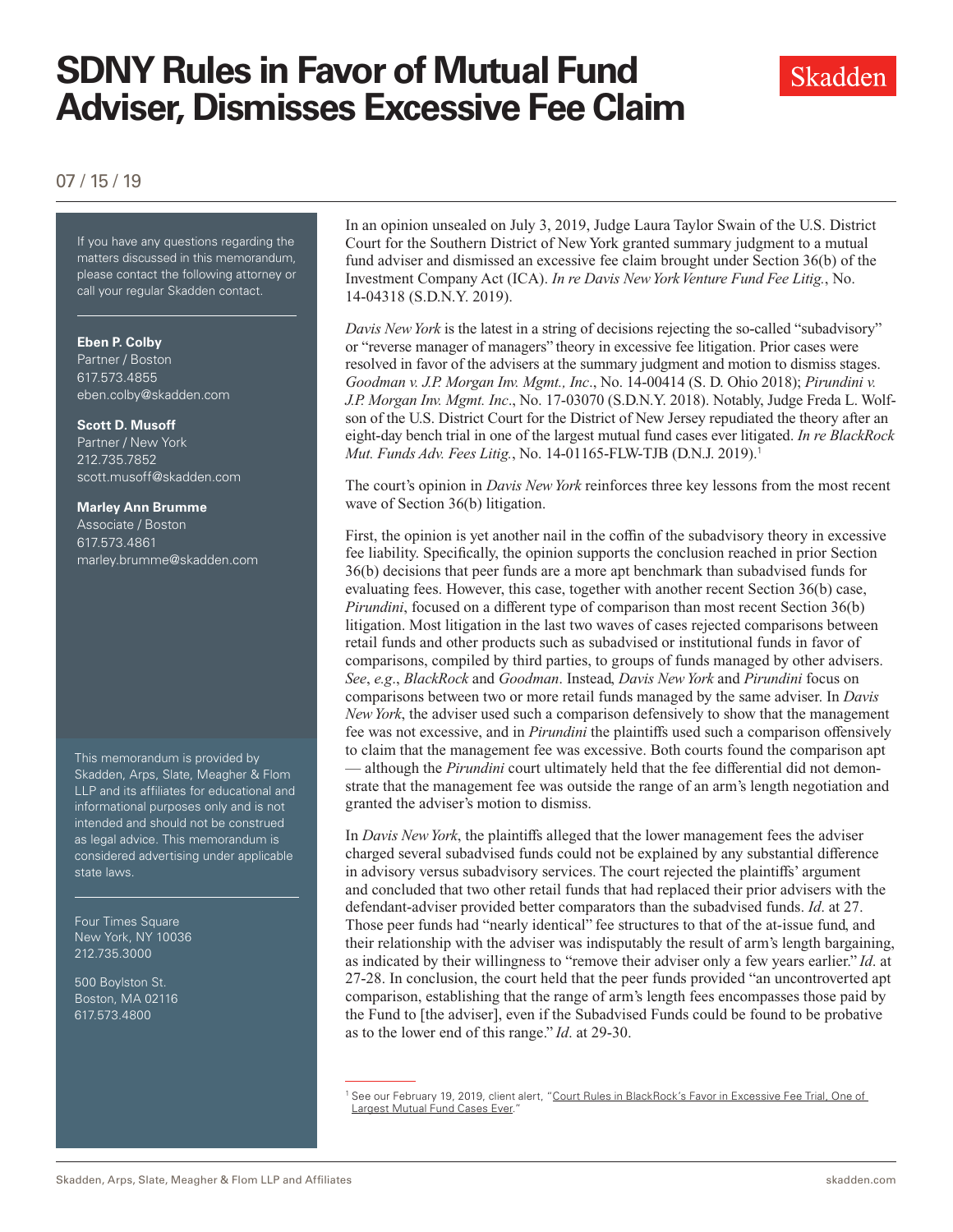# SDNY Rules in Favor of Mutual Fund Adviser, Dismisses Excessive Fee Claim

07 / 15 / 19

If you have any questions regarding the matters discussed in this memorandum, please contact the following attorney or call your regular Skadden contact.

**Eben P. Colby**
Partner / Boston
617.573.4855
eben.colby@skadden.com

**Scott D. Musoff**
Partner / New York
212.735.7852
scott.musoff@skadden.com

**Marley Ann Brumme**
Associate / Boston
617.573.4861
marley.brumme@skadden.com

This memorandum is provided by Skadden, Arps, Slate, Meagher & Flom LLP and its affiliates for educational and informational purposes only and is not intended and should not be construed as legal advice. This memorandum is considered advertising under applicable state laws.

Four Times Square
New York, NY 10036
212.735.3000

500 Boylston St.
Boston, MA 02116
617.573.4800

In an opinion unsealed on July 3, 2019, Judge Laura Taylor Swain of the U.S. District Court for the Southern District of New York granted summary judgment to a mutual fund adviser and dismissed an excessive fee claim brought under Section 36(b) of the Investment Company Act (ICA). *In re Davis New York Venture Fund Fee Litig.*, No. 14-04318 (S.D.N.Y. 2019).

*Davis New York* is the latest in a string of decisions rejecting the so-called "subadvisory" or "reverse manager of managers" theory in excessive fee litigation. Prior cases were resolved in favor of the advisers at the summary judgment and motion to dismiss stages. *Goodman v. J.P. Morgan Inv. Mgmt., Inc.*, No. 14-00414 (S. D. Ohio 2018); *Pirundini v. J.P. Morgan Inv. Mgmt. Inc.*, No. 17-03070 (S.D.N.Y. 2018). Notably, Judge Freda L. Wolfson of the U.S. District Court for the District of New Jersey repudiated the theory after an eight-day bench trial in one of the largest mutual fund cases ever litigated. *In re BlackRock Mut. Funds Adv. Fees Litig.*, No. 14-01165-FLW-TJB (D.N.J. 2019).[1]

The court's opinion in *Davis New York* reinforces three key lessons from the most recent wave of Section 36(b) litigation.

First, the opinion is yet another nail in the coffin of the subadvisory theory in excessive fee liability. Specifically, the opinion supports the conclusion reached in prior Section 36(b) decisions that peer funds are a more apt benchmark than subadvised funds for evaluating fees. However, this case, together with another recent Section 36(b) case, *Pirundini*, focused on a different type of comparison than most recent Section 36(b) litigation. Most litigation in the last two waves of cases rejected comparisons between retail funds and other products such as subadvised or institutional funds in favor of comparisons, compiled by third parties, to groups of funds managed by other advisers. *See*, *e.g*., *BlackRock* and *Goodman*. Instead, *Davis New York* and *Pirundini* focus on comparisons between two or more retail funds managed by the same adviser. In *Davis New York*, the adviser used such a comparison defensively to show that the management fee was not excessive, and in *Pirundini* the plaintiffs used such a comparison offensively to claim that the management fee was excessive. Both courts found the comparison apt — although the *Pirundini* court ultimately held that the fee differential did not demonstrate that the management fee was outside the range of an arm's length negotiation and granted the adviser's motion to dismiss.

In *Davis New York*, the plaintiffs alleged that the lower management fees the adviser charged several subadvised funds could not be explained by any substantial difference in advisory versus subadvisory services. The court rejected the plaintiffs' argument and concluded that two other retail funds that had replaced their prior advisers with the defendant-adviser provided better comparators than the subadvised funds. *Id*. at 27. Those peer funds had "nearly identical" fee structures to that of the at-issue fund, and their relationship with the adviser was indisputably the result of arm's length bargaining, as indicated by their willingness to "remove their adviser only a few years earlier." *Id*. at 27-28. In conclusion, the court held that the peer funds provided "an uncontroverted apt comparison, establishing that the range of arm's length fees encompasses those paid by the Fund to [the adviser], even if the Subadvised Funds could be found to be probative as to the lower end of this range." *Id*. at 29-30.

[1] See our February 19, 2019, client alert, "Court Rules in BlackRock's Favor in Excessive Fee Trial, One of Largest Mutual Fund Cases Ever."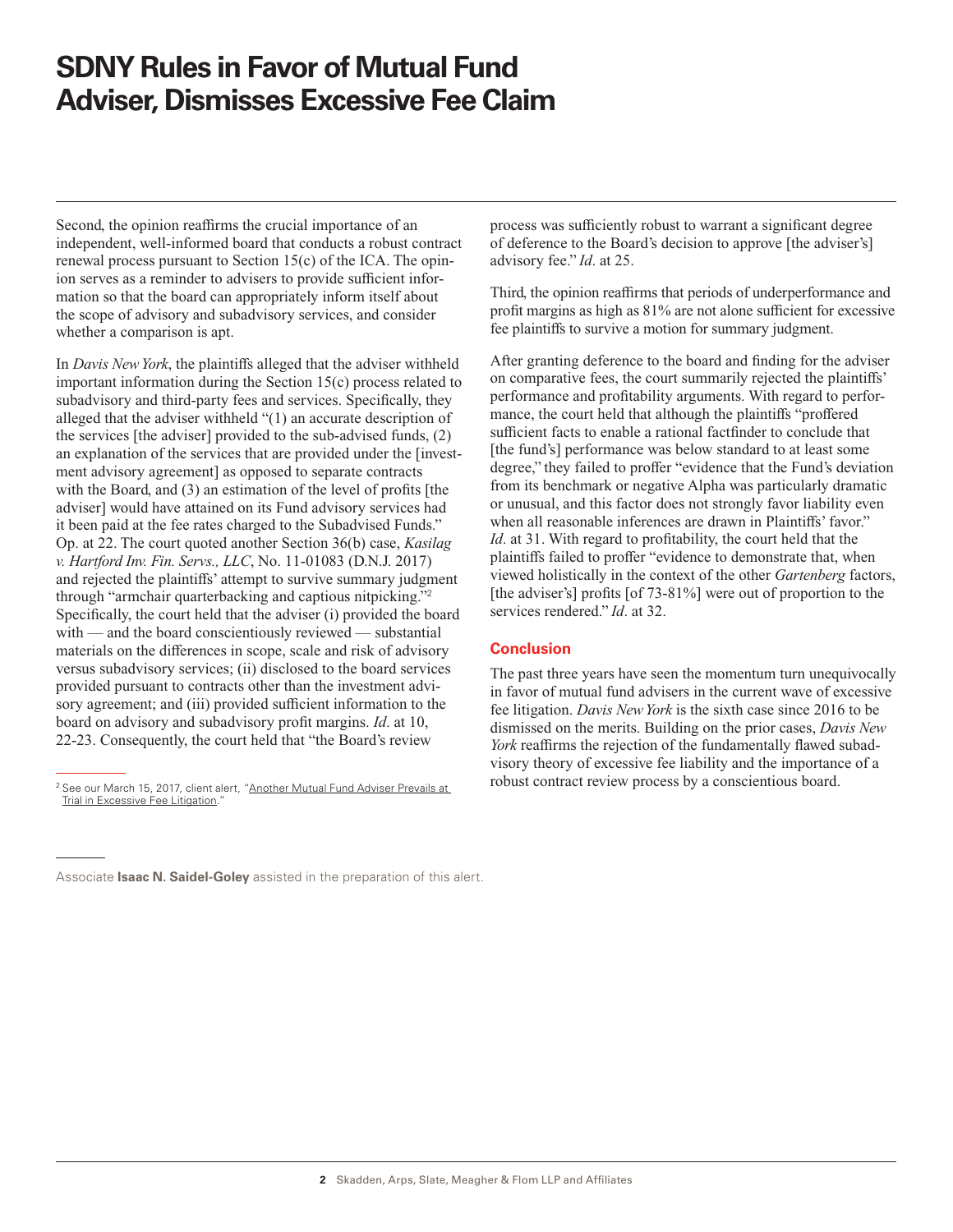# SDNY Rules in Favor of Mutual Fund Adviser, Dismisses Excessive Fee Claim

Second, the opinion reaffirms the crucial importance of an independent, well-informed board that conducts a robust contract renewal process pursuant to Section 15(c) of the ICA. The opinion serves as a reminder to advisers to provide sufficient information so that the board can appropriately inform itself about the scope of advisory and subadvisory services, and consider whether a comparison is apt.

In *Davis New York*, the plaintiffs alleged that the adviser withheld important information during the Section 15(c) process related to subadvisory and third-party fees and services. Specifically, they alleged that the adviser withheld "(1) an accurate description of the services [the adviser] provided to the sub-advised funds, (2) an explanation of the services that are provided under the [investment advisory agreement] as opposed to separate contracts with the Board, and (3) an estimation of the level of profits [the adviser] would have attained on its Fund advisory services had it been paid at the fee rates charged to the Subadvised Funds." Op. at 22. The court quoted another Section 36(b) case, *Kasilag v. Hartford Inv. Fin. Servs., LLC*, No. 11-01083 (D.N.J. 2017) and rejected the plaintiffs' attempt to survive summary judgment through "armchair quarterbacking and captious nitpicking."[2] Specifically, the court held that the adviser (i) provided the board with — and the board conscientiously reviewed — substantial materials on the differences in scope, scale and risk of advisory versus subadvisory services; (ii) disclosed to the board services provided pursuant to contracts other than the investment advisory agreement; and (iii) provided sufficient information to the board on advisory and subadvisory profit margins. *Id*. at 10, 22-23. Consequently, the court held that "the Board's review process was sufficiently robust to warrant a significant degree of deference to the Board's decision to approve [the adviser's] advisory fee." *Id*. at 25.

Third, the opinion reaffirms that periods of underperformance and profit margins as high as 81% are not alone sufficient for excessive fee plaintiffs to survive a motion for summary judgment.

After granting deference to the board and finding for the adviser on comparative fees, the court summarily rejected the plaintiffs' performance and profitability arguments. With regard to performance, the court held that although the plaintiffs "proffered sufficient facts to enable a rational factfinder to conclude that [the fund's] performance was below standard to at least some degree," they failed to proffer "evidence that the Fund's deviation from its benchmark or negative Alpha was particularly dramatic or unusual, and this factor does not strongly favor liability even when all reasonable inferences are drawn in Plaintiffs' favor." *Id*. at 31. With regard to profitability, the court held that the plaintiffs failed to proffer "evidence to demonstrate that, when viewed holistically in the context of the other *Gartenberg* factors, [the adviser's] profits [of 73-81%] were out of proportion to the services rendered." *Id*. at 32.

## Conclusion

The past three years have seen the momentum turn unequivocally in favor of mutual fund advisers in the current wave of excessive fee litigation. *Davis New York* is the sixth case since 2016 to be dismissed on the merits. Building on the prior cases, *Davis New York* reaffirms the rejection of the fundamentally flawed subadvisory theory of excessive fee liability and the importance of a robust contract review process by a conscientious board.

[2] See our March 15, 2017, client alert, "Another Mutual Fund Adviser Prevails at Trial in Excessive Fee Litigation."

Associate **Isaac N. Saidel-Goley** assisted in the preparation of this alert.